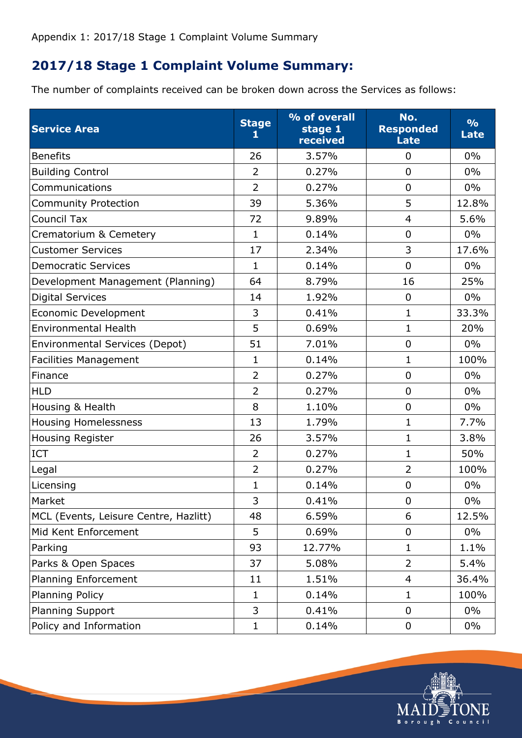Appendix 1: 2017/18 Stage 1 Complaint Volume Summary

## 2017/18 Stage 1 Complaint Volume Summary:

The number of complaints received can be broken down across the Services as follows:

| Service Area | Stage 1 | % of overall stage 1 received | No. Responded Late | % Late |
|---|---|---|---|---|
| Benefits | 26 | 3.57% | 0 | 0% |
| Building Control | 2 | 0.27% | 0 | 0% |
| Communications | 2 | 0.27% | 0 | 0% |
| Community Protection | 39 | 5.36% | 5 | 12.8% |
| Council Tax | 72 | 9.89% | 4 | 5.6% |
| Crematorium & Cemetery | 1 | 0.14% | 0 | 0% |
| Customer Services | 17 | 2.34% | 3 | 17.6% |
| Democratic Services | 1 | 0.14% | 0 | 0% |
| Development Management (Planning) | 64 | 8.79% | 16 | 25% |
| Digital Services | 14 | 1.92% | 0 | 0% |
| Economic Development | 3 | 0.41% | 1 | 33.3% |
| Environmental Health | 5 | 0.69% | 1 | 20% |
| Environmental Services (Depot) | 51 | 7.01% | 0 | 0% |
| Facilities Management | 1 | 0.14% | 1 | 100% |
| Finance | 2 | 0.27% | 0 | 0% |
| HLD | 2 | 0.27% | 0 | 0% |
| Housing & Health | 8 | 1.10% | 0 | 0% |
| Housing Homelessness | 13 | 1.79% | 1 | 7.7% |
| Housing Register | 26 | 3.57% | 1 | 3.8% |
| ICT | 2 | 0.27% | 1 | 50% |
| Legal | 2 | 0.27% | 2 | 100% |
| Licensing | 1 | 0.14% | 0 | 0% |
| Market | 3 | 0.41% | 0 | 0% |
| MCL (Events, Leisure Centre, Hazlitt) | 48 | 6.59% | 6 | 12.5% |
| Mid Kent Enforcement | 5 | 0.69% | 0 | 0% |
| Parking | 93 | 12.77% | 1 | 1.1% |
| Parks & Open Spaces | 37 | 5.08% | 2 | 5.4% |
| Planning Enforcement | 11 | 1.51% | 4 | 36.4% |
| Planning Policy | 1 | 0.14% | 1 | 100% |
| Planning Support | 3 | 0.41% | 0 | 0% |
| Policy and Information | 1 | 0.14% | 0 | 0% |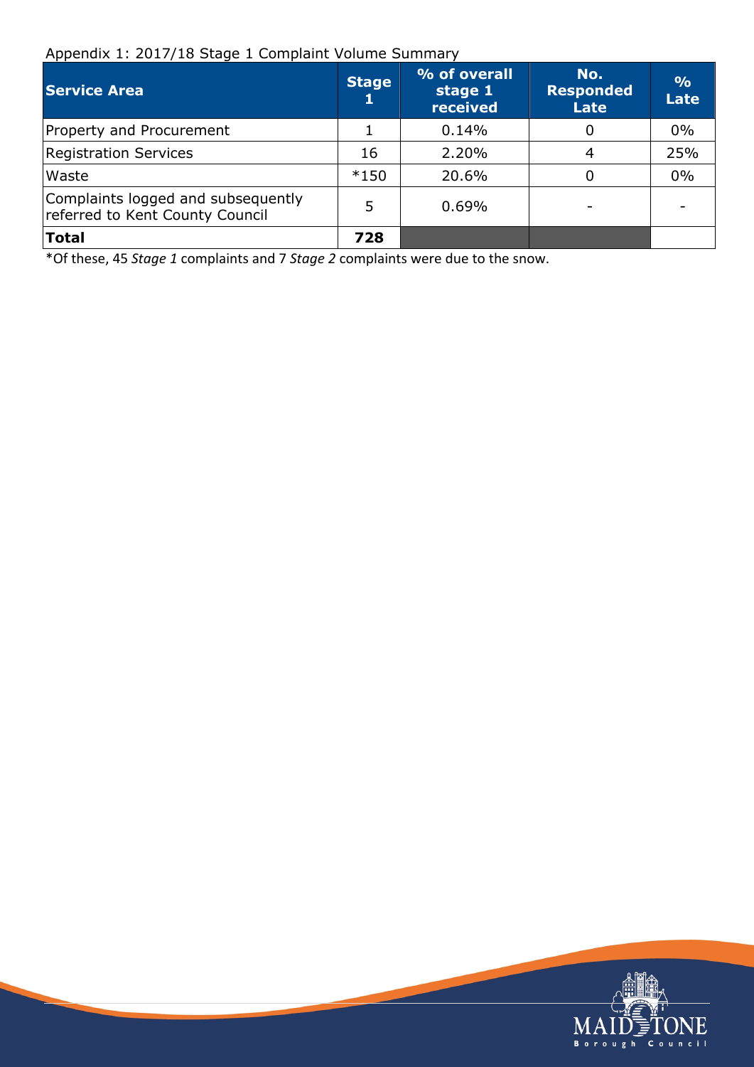Appendix 1: 2017/18 Stage 1 Complaint Volume Summary

| Service Area | Stage 1 | % of overall stage 1 received | No. Responded Late | % Late |
|---|---|---|---|---|
| Property and Procurement | 1 | 0.14% | 0 | 0% |
| Registration Services | 16 | 2.20% | 4 | 25% |
| Waste | *150 | 20.6% | 0 | 0% |
| Complaints logged and subsequently referred to Kent County Council | 5 | 0.69% | - | - |
| **Total** | **728** | | | |

*Of these, 45 *Stage 1* complaints and 7 *Stage 2* complaints were due to the snow.